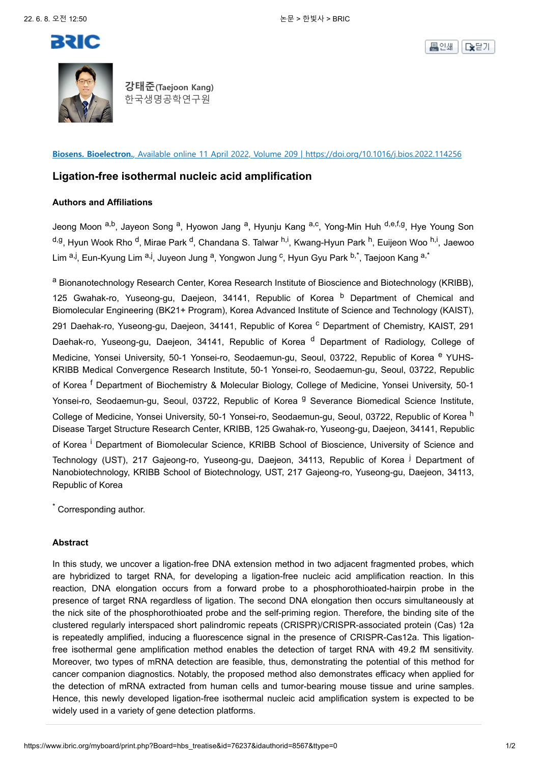강태준(Taejoon Kang)
한국생명공학연구원

Biosens. Bioelectron., Available online 11 April 2022, Volume 209 | https://doi.org/10.1016/j.bios.2022.114256

## Ligation-free isothermal nucleic acid amplification

### Authors and Affiliations

Jeong Moon [a,b], Jayeon Song [a], Hyowon Jang [a], Hyunju Kang [a,c], Yong-Min Huh [d,e,f,g], Hye Young Son [d,g], Hyun Wook Rho [d], Mirae Park [d], Chandana S. Talwar [h,i], Kwang-Hyun Park [h], Euijeon Woo [h,i], Jaewoo Lim [a,j], Eun-Kyung Lim [a,j], Juyeon Jung [a], Yongwon Jung [c], Hyun Gyu Park [b,*], Taejoon Kang [a,*]

[a] Bionanotechnology Research Center, Korea Research Institute of Bioscience and Biotechnology (KRIBB), 125 Gwahak-ro, Yuseong-gu, Daejeon, 34141, Republic of Korea [b] Department of Chemical and Biomolecular Engineering (BK21+ Program), Korea Advanced Institute of Science and Technology (KAIST), 291 Daehak-ro, Yuseong-gu, Daejeon, 34141, Republic of Korea [c] Department of Chemistry, KAIST, 291 Daehak-ro, Yuseong-gu, Daejeon, 34141, Republic of Korea [d] Department of Radiology, College of Medicine, Yonsei University, 50-1 Yonsei-ro, Seodaemun-gu, Seoul, 03722, Republic of Korea [e] YUHS-KRIBB Medical Convergence Research Institute, 50-1 Yonsei-ro, Seodaemun-gu, Seoul, 03722, Republic of Korea [f] Department of Biochemistry & Molecular Biology, College of Medicine, Yonsei University, 50-1 Yonsei-ro, Seodaemun-gu, Seoul, 03722, Republic of Korea [g] Severance Biomedical Science Institute, College of Medicine, Yonsei University, 50-1 Yonsei-ro, Seodaemun-gu, Seoul, 03722, Republic of Korea [h] Disease Target Structure Research Center, KRIBB, 125 Gwahak-ro, Yuseong-gu, Daejeon, 34141, Republic of Korea [i] Department of Biomolecular Science, KRIBB School of Bioscience, University of Science and Technology (UST), 217 Gajeong-ro, Yuseong-gu, Daejeon, 34113, Republic of Korea [j] Department of Nanobiotechnology, KRIBB School of Biotechnology, UST, 217 Gajeong-ro, Yuseong-gu, Daejeon, 34113, Republic of Korea

[*] Corresponding author.

### Abstract

In this study, we uncover a ligation-free DNA extension method in two adjacent fragmented probes, which are hybridized to target RNA, for developing a ligation-free nucleic acid amplification reaction. In this reaction, DNA elongation occurs from a forward probe to a phosphorothioated-hairpin probe in the presence of target RNA regardless of ligation. The second DNA elongation then occurs simultaneously at the nick site of the phosphorothioated probe and the self-priming region. Therefore, the binding site of the clustered regularly interspaced short palindromic repeats (CRISPR)/CRISPR-associated protein (Cas) 12a is repeatedly amplified, inducing a fluorescence signal in the presence of CRISPR-Cas12a. This ligation-free isothermal gene amplification method enables the detection of target RNA with 49.2 fM sensitivity. Moreover, two types of mRNA detection are feasible, thus, demonstrating the potential of this method for cancer companion diagnostics. Notably, the proposed method also demonstrates efficacy when applied for the detection of mRNA extracted from human cells and tumor-bearing mouse tissue and urine samples. Hence, this newly developed ligation-free isothermal nucleic acid amplification system is expected to be widely used in a variety of gene detection platforms.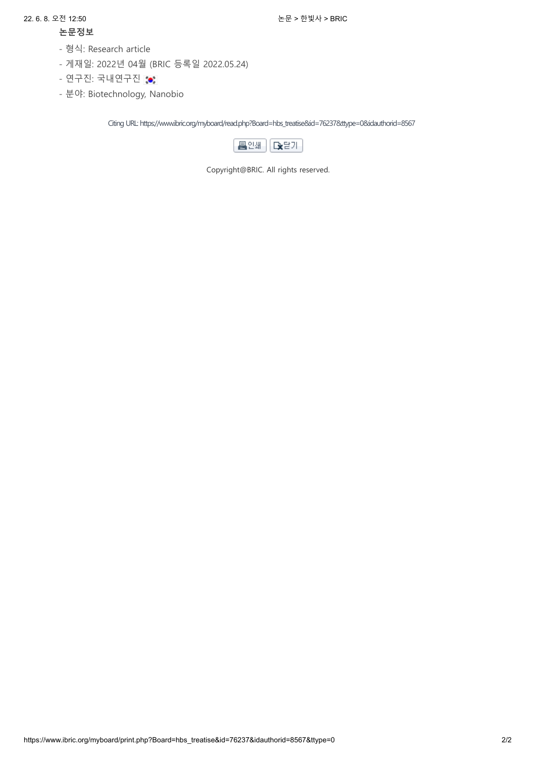**논문정보**

- 형식: Research article
- 게재일: 2022년 04월 (BRIC 등록일 2022.05.24)
- 연구진: 국내연구진
- 분야: Biotechnology, Nanobio

Citing URL: https://www.ibric.org/myboard/read.php?Board=hbs_treatise&id=76237&ttype=0&idauthorid=8567

인쇄 닫기

Copyright@BRIC. All rights reserved.